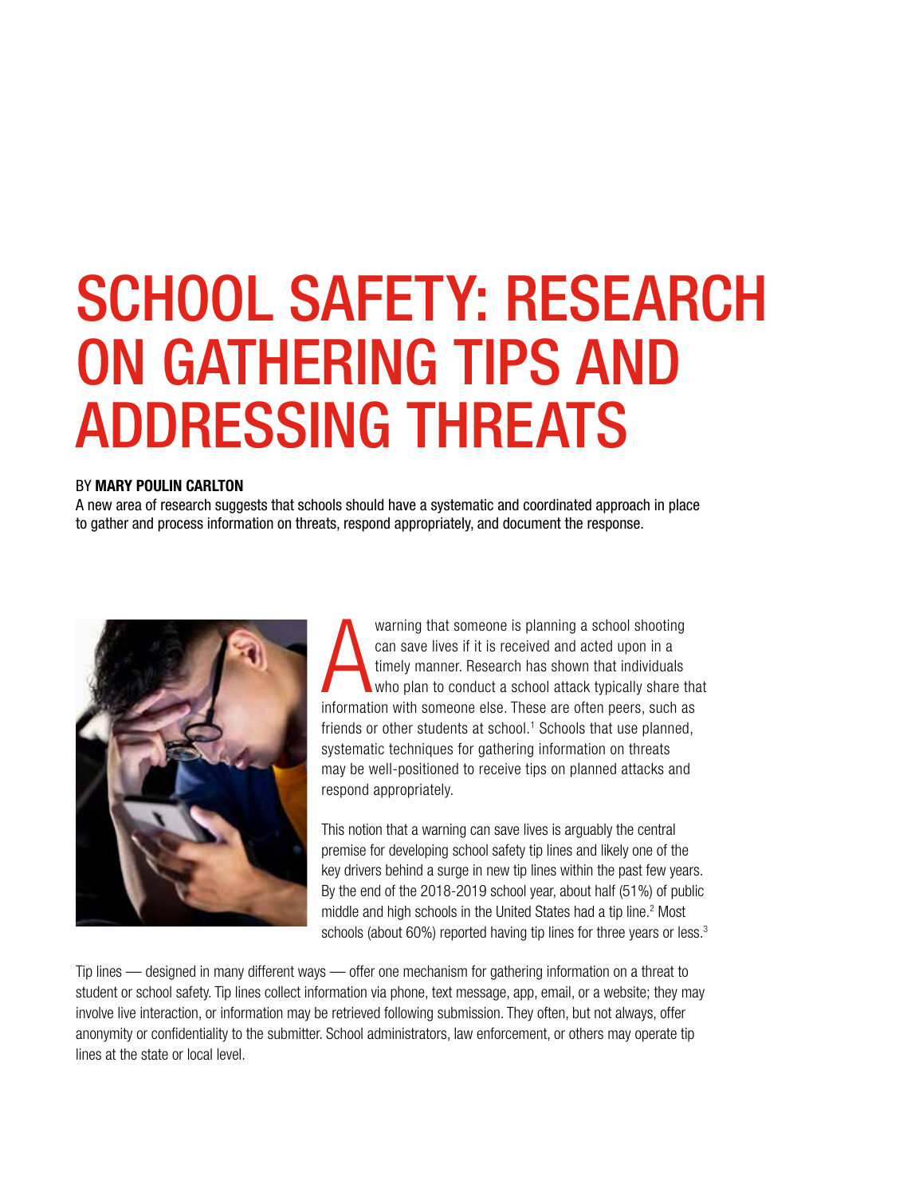# SCHOOL SAFETY: RESEARCH ON GATHERING TIPS AND ADDRESSING THREATS

BY **MARY POULIN CARLTON**

A new area of research suggests that schools should have a systematic and coordinated approach in place to gather and process information on threats, respond appropriately, and document the response.

A warning that someone is planning a school shooting can save lives if it is received and acted upon in a timely manner. Research has shown that individuals who plan to conduct a school attack typically share that information with someone else. These are often peers, such as friends or other students at school.[1] Schools that use planned, systematic techniques for gathering information on threats may be well-positioned to receive tips on planned attacks and respond appropriately.

This notion that a warning can save lives is arguably the central premise for developing school safety tip lines and likely one of the key drivers behind a surge in new tip lines within the past few years. By the end of the 2018-2019 school year, about half (51%) of public middle and high schools in the United States had a tip line.[2] Most schools (about 60%) reported having tip lines for three years or less.[3]

Tip lines — designed in many different ways — offer one mechanism for gathering information on a threat to student or school safety. Tip lines collect information via phone, text message, app, email, or a website; they may involve live interaction, or information may be retrieved following submission. They often, but not always, offer anonymity or confidentiality to the submitter. School administrators, law enforcement, or others may operate tip lines at the state or local level.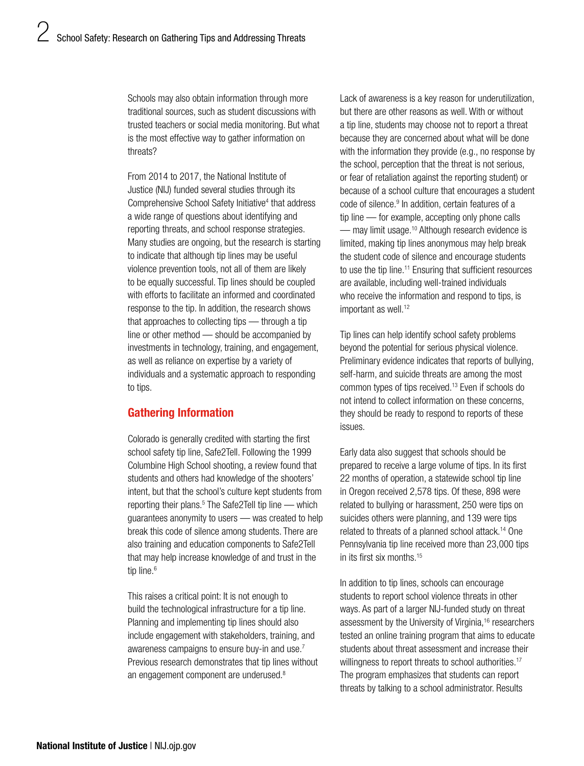Schools may also obtain information through more traditional sources, such as student discussions with trusted teachers or social media monitoring. But what is the most effective way to gather information on threats?

From 2014 to 2017, the National Institute of Justice (NIJ) funded several studies through its Comprehensive School Safety Initiative[4] that address a wide range of questions about identifying and reporting threats, and school response strategies. Many studies are ongoing, but the research is starting to indicate that although tip lines may be useful violence prevention tools, not all of them are likely to be equally successful. Tip lines should be coupled with efforts to facilitate an informed and coordinated response to the tip. In addition, the research shows that approaches to collecting tips — through a tip line or other method — should be accompanied by investments in technology, training, and engagement, as well as reliance on expertise by a variety of individuals and a systematic approach to responding to tips.

## Gathering Information

Colorado is generally credited with starting the first school safety tip line, Safe2Tell. Following the 1999 Columbine High School shooting, a review found that students and others had knowledge of the shooters' intent, but that the school's culture kept students from reporting their plans.[5] The Safe2Tell tip line — which guarantees anonymity to users — was created to help break this code of silence among students. There are also training and education components to Safe2Tell that may help increase knowledge of and trust in the tip line.[6]

This raises a critical point: It is not enough to build the technological infrastructure for a tip line. Planning and implementing tip lines should also include engagement with stakeholders, training, and awareness campaigns to ensure buy-in and use.[7] Previous research demonstrates that tip lines without an engagement component are underused.[8]

Lack of awareness is a key reason for underutilization, but there are other reasons as well. With or without a tip line, students may choose not to report a threat because they are concerned about what will be done with the information they provide (e.g., no response by the school, perception that the threat is not serious, or fear of retaliation against the reporting student) or because of a school culture that encourages a student code of silence.[9] In addition, certain features of a tip line — for example, accepting only phone calls — may limit usage.[10] Although research evidence is limited, making tip lines anonymous may help break the student code of silence and encourage students to use the tip line.[11] Ensuring that sufficient resources are available, including well-trained individuals who receive the information and respond to tips, is important as well.[12]

Tip lines can help identify school safety problems beyond the potential for serious physical violence. Preliminary evidence indicates that reports of bullying, self-harm, and suicide threats are among the most common types of tips received.[13] Even if schools do not intend to collect information on these concerns, they should be ready to respond to reports of these issues.

Early data also suggest that schools should be prepared to receive a large volume of tips. In its first 22 months of operation, a statewide school tip line in Oregon received 2,578 tips. Of these, 898 were related to bullying or harassment, 250 were tips on suicides others were planning, and 139 were tips related to threats of a planned school attack.[14] One Pennsylvania tip line received more than 23,000 tips in its first six months.[15]

In addition to tip lines, schools can encourage students to report school violence threats in other ways. As part of a larger NIJ-funded study on threat assessment by the University of Virginia,[16] researchers tested an online training program that aims to educate students about threat assessment and increase their willingness to report threats to school authorities.[17] The program emphasizes that students can report threats by talking to a school administrator. Results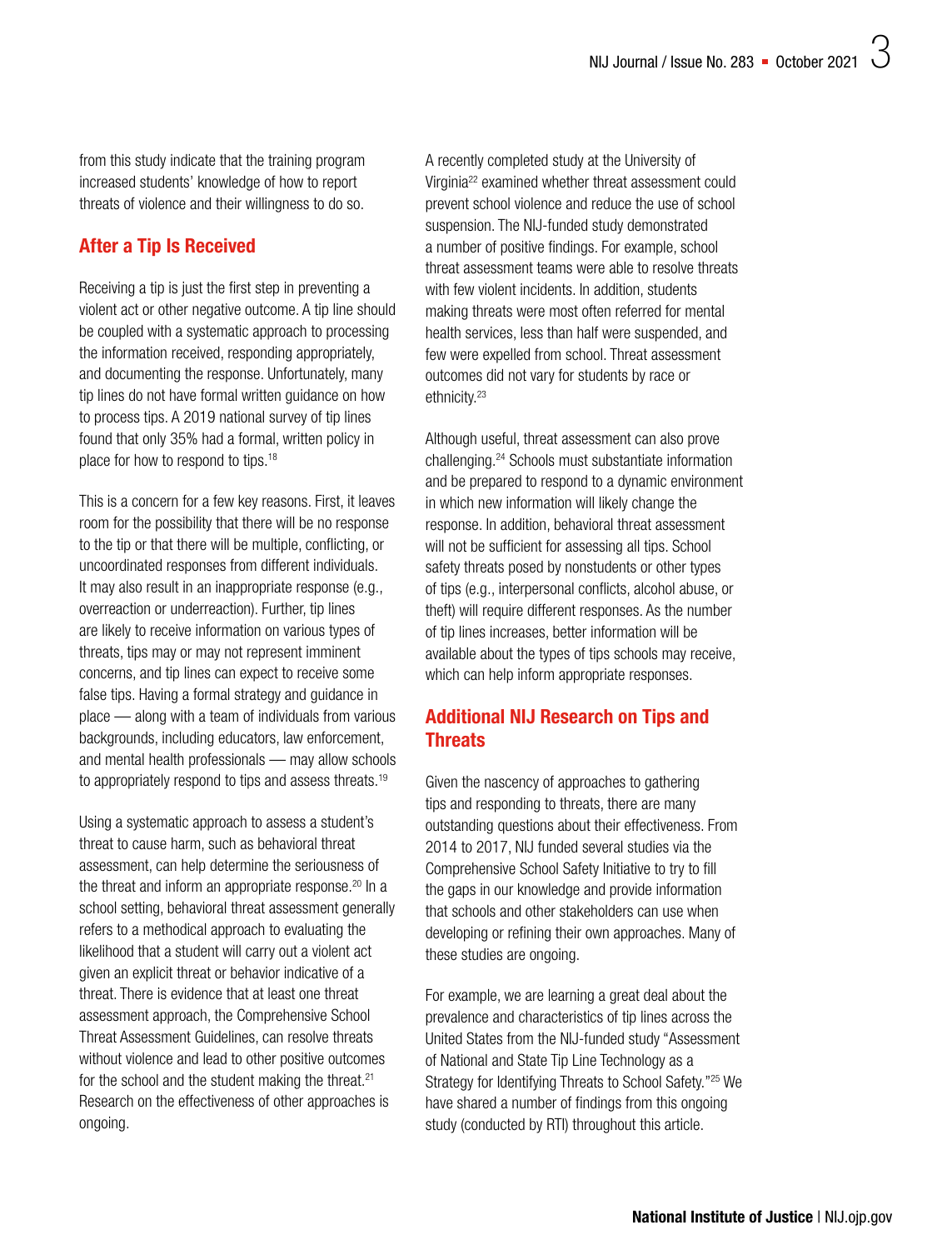from this study indicate that the training program increased students' knowledge of how to report threats of violence and their willingness to do so.

## After a Tip Is Received

Receiving a tip is just the first step in preventing a violent act or other negative outcome. A tip line should be coupled with a systematic approach to processing the information received, responding appropriately, and documenting the response. Unfortunately, many tip lines do not have formal written guidance on how to process tips. A 2019 national survey of tip lines found that only 35% had a formal, written policy in place for how to respond to tips.[18]

This is a concern for a few key reasons. First, it leaves room for the possibility that there will be no response to the tip or that there will be multiple, conflicting, or uncoordinated responses from different individuals. It may also result in an inappropriate response (e.g., overreaction or underreaction). Further, tip lines are likely to receive information on various types of threats, tips may or may not represent imminent concerns, and tip lines can expect to receive some false tips. Having a formal strategy and guidance in place — along with a team of individuals from various backgrounds, including educators, law enforcement, and mental health professionals — may allow schools to appropriately respond to tips and assess threats.[19]

Using a systematic approach to assess a student's threat to cause harm, such as behavioral threat assessment, can help determine the seriousness of the threat and inform an appropriate response.[20] In a school setting, behavioral threat assessment generally refers to a methodical approach to evaluating the likelihood that a student will carry out a violent act given an explicit threat or behavior indicative of a threat. There is evidence that at least one threat assessment approach, the Comprehensive School Threat Assessment Guidelines, can resolve threats without violence and lead to other positive outcomes for the school and the student making the threat.[21] Research on the effectiveness of other approaches is ongoing.

A recently completed study at the University of Virginia[22] examined whether threat assessment could prevent school violence and reduce the use of school suspension. The NIJ-funded study demonstrated a number of positive findings. For example, school threat assessment teams were able to resolve threats with few violent incidents. In addition, students making threats were most often referred for mental health services, less than half were suspended, and few were expelled from school. Threat assessment outcomes did not vary for students by race or ethnicity.[23]

Although useful, threat assessment can also prove challenging.[24] Schools must substantiate information and be prepared to respond to a dynamic environment in which new information will likely change the response. In addition, behavioral threat assessment will not be sufficient for assessing all tips. School safety threats posed by nonstudents or other types of tips (e.g., interpersonal conflicts, alcohol abuse, or theft) will require different responses. As the number of tip lines increases, better information will be available about the types of tips schools may receive, which can help inform appropriate responses.

## Additional NIJ Research on Tips and Threats

Given the nascency of approaches to gathering tips and responding to threats, there are many outstanding questions about their effectiveness. From 2014 to 2017, NIJ funded several studies via the Comprehensive School Safety Initiative to try to fill the gaps in our knowledge and provide information that schools and other stakeholders can use when developing or refining their own approaches. Many of these studies are ongoing.

For example, we are learning a great deal about the prevalence and characteristics of tip lines across the United States from the NIJ-funded study "Assessment of National and State Tip Line Technology as a Strategy for Identifying Threats to School Safety."[25] We have shared a number of findings from this ongoing study (conducted by RTI) throughout this article.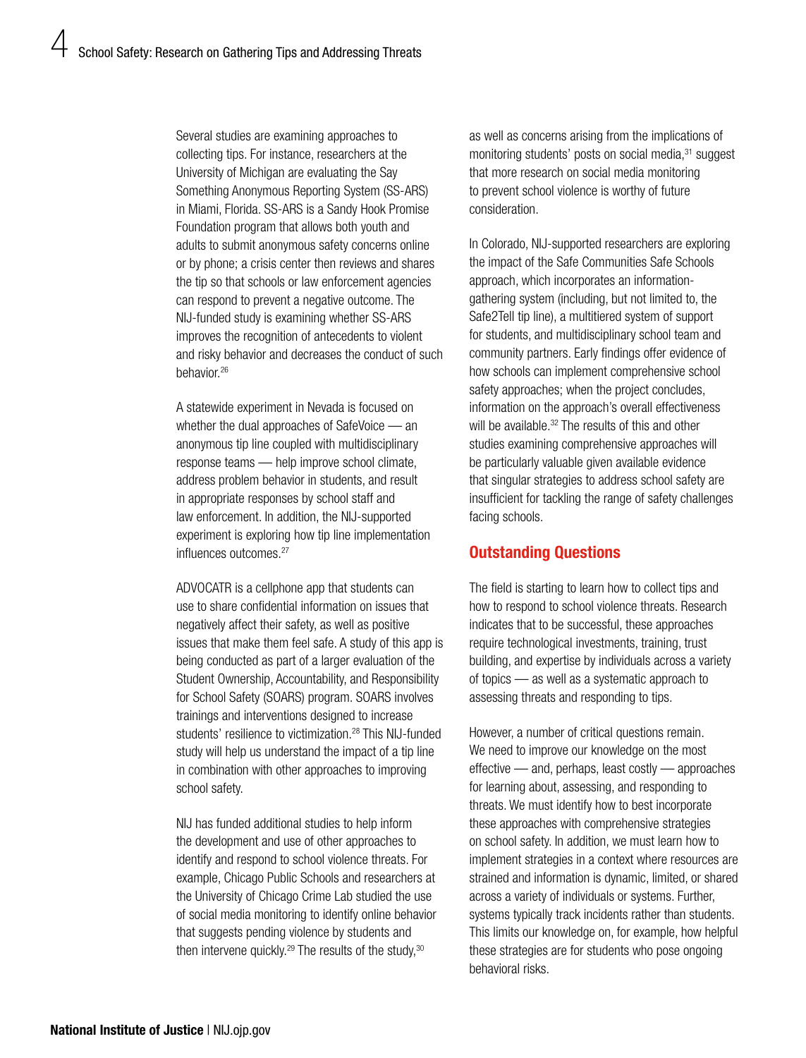Several studies are examining approaches to collecting tips. For instance, researchers at the University of Michigan are evaluating the Say Something Anonymous Reporting System (SS-ARS) in Miami, Florida. SS-ARS is a Sandy Hook Promise Foundation program that allows both youth and adults to submit anonymous safety concerns online or by phone; a crisis center then reviews and shares the tip so that schools or law enforcement agencies can respond to prevent a negative outcome. The NIJ-funded study is examining whether SS-ARS improves the recognition of antecedents to violent and risky behavior and decreases the conduct of such behavior.[26]

A statewide experiment in Nevada is focused on whether the dual approaches of SafeVoice — an anonymous tip line coupled with multidisciplinary response teams — help improve school climate, address problem behavior in students, and result in appropriate responses by school staff and law enforcement. In addition, the NIJ-supported experiment is exploring how tip line implementation influences outcomes.[27]

ADVOCATR is a cellphone app that students can use to share confidential information on issues that negatively affect their safety, as well as positive issues that make them feel safe. A study of this app is being conducted as part of a larger evaluation of the Student Ownership, Accountability, and Responsibility for School Safety (SOARS) program. SOARS involves trainings and interventions designed to increase students' resilience to victimization.[28] This NIJ-funded study will help us understand the impact of a tip line in combination with other approaches to improving school safety.

NIJ has funded additional studies to help inform the development and use of other approaches to identify and respond to school violence threats. For example, Chicago Public Schools and researchers at the University of Chicago Crime Lab studied the use of social media monitoring to identify online behavior that suggests pending violence by students and then intervene quickly.[29] The results of the study,[30] as well as concerns arising from the implications of monitoring students' posts on social media,[31] suggest that more research on social media monitoring to prevent school violence is worthy of future consideration.

In Colorado, NIJ-supported researchers are exploring the impact of the Safe Communities Safe Schools approach, which incorporates an information-gathering system (including, but not limited to, the Safe2Tell tip line), a multitiered system of support for students, and multidisciplinary school team and community partners. Early findings offer evidence of how schools can implement comprehensive school safety approaches; when the project concludes, information on the approach's overall effectiveness will be available.[32] The results of this and other studies examining comprehensive approaches will be particularly valuable given available evidence that singular strategies to address school safety are insufficient for tackling the range of safety challenges facing schools.

## Outstanding Questions

The field is starting to learn how to collect tips and how to respond to school violence threats. Research indicates that to be successful, these approaches require technological investments, training, trust building, and expertise by individuals across a variety of topics — as well as a systematic approach to assessing threats and responding to tips.

However, a number of critical questions remain. We need to improve our knowledge on the most effective — and, perhaps, least costly — approaches for learning about, assessing, and responding to threats. We must identify how to best incorporate these approaches with comprehensive strategies on school safety. In addition, we must learn how to implement strategies in a context where resources are strained and information is dynamic, limited, or shared across a variety of individuals or systems. Further, systems typically track incidents rather than students. This limits our knowledge on, for example, how helpful these strategies are for students who pose ongoing behavioral risks.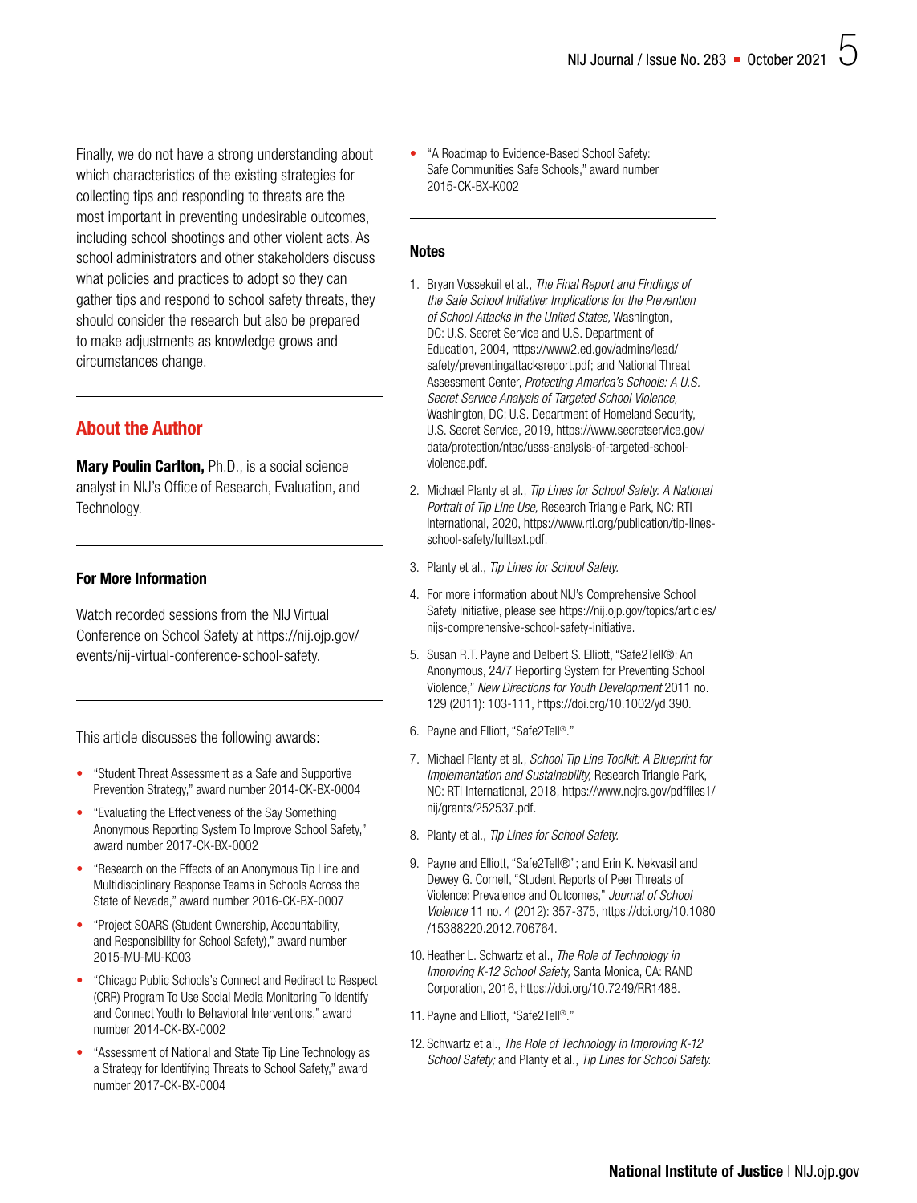Finally, we do not have a strong understanding about which characteristics of the existing strategies for collecting tips and responding to threats are the most important in preventing undesirable outcomes, including school shootings and other violent acts. As school administrators and other stakeholders discuss what policies and practices to adopt so they can gather tips and respond to school safety threats, they should consider the research but also be prepared to make adjustments as knowledge grows and circumstances change.

## About the Author

**Mary Poulin Carlton,** Ph.D., is a social science analyst in NIJ's Office of Research, Evaluation, and Technology.

### For More Information

Watch recorded sessions from the NIJ Virtual Conference on School Safety at https://nij.ojp.gov/events/nij-virtual-conference-school-safety.

This article discusses the following awards:

- "Student Threat Assessment as a Safe and Supportive Prevention Strategy," award number 2014-CK-BX-0004
- "Evaluating the Effectiveness of the Say Something Anonymous Reporting System To Improve School Safety," award number 2017-CK-BX-0002
- "Research on the Effects of an Anonymous Tip Line and Multidisciplinary Response Teams in Schools Across the State of Nevada," award number 2016-CK-BX-0007
- "Project SOARS (Student Ownership, Accountability, and Responsibility for School Safety)," award number 2015-MU-MU-K003
- "Chicago Public Schools's Connect and Redirect to Respect (CRR) Program To Use Social Media Monitoring To Identify and Connect Youth to Behavioral Interventions," award number 2014-CK-BX-0002
- "Assessment of National and State Tip Line Technology as a Strategy for Identifying Threats to School Safety," award number 2017-CK-BX-0004
- "A Roadmap to Evidence-Based School Safety: Safe Communities Safe Schools," award number 2015-CK-BX-K002

### Notes

1. Bryan Vossekuil et al., *The Final Report and Findings of the Safe School Initiative: Implications for the Prevention of School Attacks in the United States,* Washington, DC: U.S. Secret Service and U.S. Department of Education, 2004, https://www2.ed.gov/admins/lead/safety/preventingattacksreport.pdf; and National Threat Assessment Center, *Protecting America's Schools: A U.S. Secret Service Analysis of Targeted School Violence,* Washington, DC: U.S. Department of Homeland Security, U.S. Secret Service, 2019, https://www.secretservice.gov/data/protection/ntac/usss-analysis-of-targeted-school-violence.pdf.
2. Michael Planty et al., *Tip Lines for School Safety: A National Portrait of Tip Line Use,* Research Triangle Park, NC: RTI International, 2020, https://www.rti.org/publication/tip-lines-school-safety/fulltext.pdf.
3. Planty et al., *Tip Lines for School Safety.*
4. For more information about NIJ's Comprehensive School Safety Initiative, please see https://nij.ojp.gov/topics/articles/nijs-comprehensive-school-safety-initiative.
5. Susan R.T. Payne and Delbert S. Elliott, "Safe2Tell®: An Anonymous, 24/7 Reporting System for Preventing School Violence," *New Directions for Youth Development* 2011 no. 129 (2011): 103-111, https://doi.org/10.1002/yd.390.
6. Payne and Elliott, "Safe2Tell®."
7. Michael Planty et al., *School Tip Line Toolkit: A Blueprint for Implementation and Sustainability,* Research Triangle Park, NC: RTI International, 2018, https://www.ncjrs.gov/pdffiles1/nij/grants/252537.pdf.
8. Planty et al., *Tip Lines for School Safety.*
9. Payne and Elliott, "Safe2Tell®"; and Erin K. Nekvasil and Dewey G. Cornell, "Student Reports of Peer Threats of Violence: Prevalence and Outcomes," *Journal of School Violence* 11 no. 4 (2012): 357-375, https://doi.org/10.1080/15388220.2012.706764.
10. Heather L. Schwartz et al., *The Role of Technology in Improving K-12 School Safety,* Santa Monica, CA: RAND Corporation, 2016, https://doi.org/10.7249/RR1488.
11. Payne and Elliott, "Safe2Tell®."
12. Schwartz et al., *The Role of Technology in Improving K-12 School Safety;* and Planty et al., *Tip Lines for School Safety.*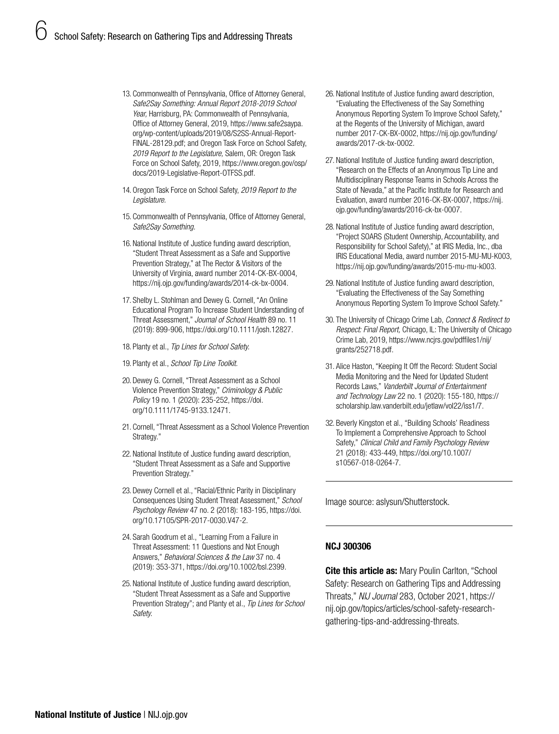13. Commonwealth of Pennsylvania, Office of Attorney General, *Safe2Say Something: Annual Report 2018-2019 School Year,* Harrisburg, PA: Commonwealth of Pennsylvania, Office of Attorney General, 2019, https://www.safe2saypa.org/wp-content/uploads/2019/08/S2SS-Annual-Report-FINAL-28129.pdf; and Oregon Task Force on School Safety, *2019 Report to the Legislature,* Salem, OR: Oregon Task Force on School Safety, 2019, https://www.oregon.gov/osp/docs/2019-Legislative-Report-OTFSS.pdf.

14. Oregon Task Force on School Safety, *2019 Report to the Legislature.*

15. Commonwealth of Pennsylvania, Office of Attorney General, *Safe2Say Something.*

16. National Institute of Justice funding award description, "Student Threat Assessment as a Safe and Supportive Prevention Strategy," at The Rector & Visitors of the University of Virginia, award number 2014-CK-BX-0004, https://nij.ojp.gov/funding/awards/2014-ck-bx-0004.

17. Shelby L. Stohlman and Dewey G. Cornell, "An Online Educational Program To Increase Student Understanding of Threat Assessment," *Journal of School Health* 89 no. 11 (2019): 899-906, https://doi.org/10.1111/josh.12827.

18. Planty et al., *Tip Lines for School Safety.*

19. Planty et al., *School Tip Line Toolkit.*

20. Dewey G. Cornell, "Threat Assessment as a School Violence Prevention Strategy," *Criminology & Public Policy* 19 no. 1 (2020): 235-252, https://doi.org/10.1111/1745-9133.12471.

21. Cornell, "Threat Assessment as a School Violence Prevention Strategy."

22. National Institute of Justice funding award description, "Student Threat Assessment as a Safe and Supportive Prevention Strategy."

23. Dewey Cornell et al., "Racial/Ethnic Parity in Disciplinary Consequences Using Student Threat Assessment," *School Psychology Review* 47 no. 2 (2018): 183-195, https://doi.org/10.17105/SPR-2017-0030.V47-2.

24. Sarah Goodrum et al., "Learning From a Failure in Threat Assessment: 11 Questions and Not Enough Answers," *Behavioral Sciences & the Law* 37 no. 4 (2019): 353-371, https://doi.org/10.1002/bsl.2399.

25. National Institute of Justice funding award description, "Student Threat Assessment as a Safe and Supportive Prevention Strategy"; and Planty et al., *Tip Lines for School Safety.*

26. National Institute of Justice funding award description, "Evaluating the Effectiveness of the Say Something Anonymous Reporting System To Improve School Safety," at the Regents of the University of Michigan, award number 2017-CK-BX-0002, https://nij.ojp.gov/funding/awards/2017-ck-bx-0002.

27. National Institute of Justice funding award description, "Research on the Effects of an Anonymous Tip Line and Multidisciplinary Response Teams in Schools Across the State of Nevada," at the Pacific Institute for Research and Evaluation, award number 2016-CK-BX-0007, https://nij.ojp.gov/funding/awards/2016-ck-bx-0007.

28. National Institute of Justice funding award description, "Project SOARS (Student Ownership, Accountability, and Responsibility for School Safety)," at IRIS Media, Inc., dba IRIS Educational Media, award number 2015-MU-MU-K003, https://nij.ojp.gov/funding/awards/2015-mu-mu-k003.

29. National Institute of Justice funding award description, "Evaluating the Effectiveness of the Say Something Anonymous Reporting System To Improve School Safety."

30. The University of Chicago Crime Lab, *Connect & Redirect to Respect: Final Report,* Chicago, IL: The University of Chicago Crime Lab, 2019, https://www.ncjrs.gov/pdffiles1/nij/grants/252718.pdf.

31. Alice Haston, "Keeping It Off the Record: Student Social Media Monitoring and the Need for Updated Student Records Laws," *Vanderbilt Journal of Entertainment and Technology Law* 22 no. 1 (2020): 155-180, https://scholarship.law.vanderbilt.edu/jetlaw/vol22/iss1/7.

32. Beverly Kingston et al., "Building Schools' Readiness To Implement a Comprehensive Approach to School Safety," *Clinical Child and Family Psychology Review* 21 (2018): 433-449, https://doi.org/10.1007/s10567-018-0264-7.

---

Image source: aslysun/Shutterstock.

---

**NCJ 300306**

**Cite this article as:** Mary Poulin Carlton, "School Safety: Research on Gathering Tips and Addressing Threats," *NIJ Journal* 283, October 2021, https://nij.ojp.gov/topics/articles/school-safety-research-gathering-tips-and-addressing-threats.